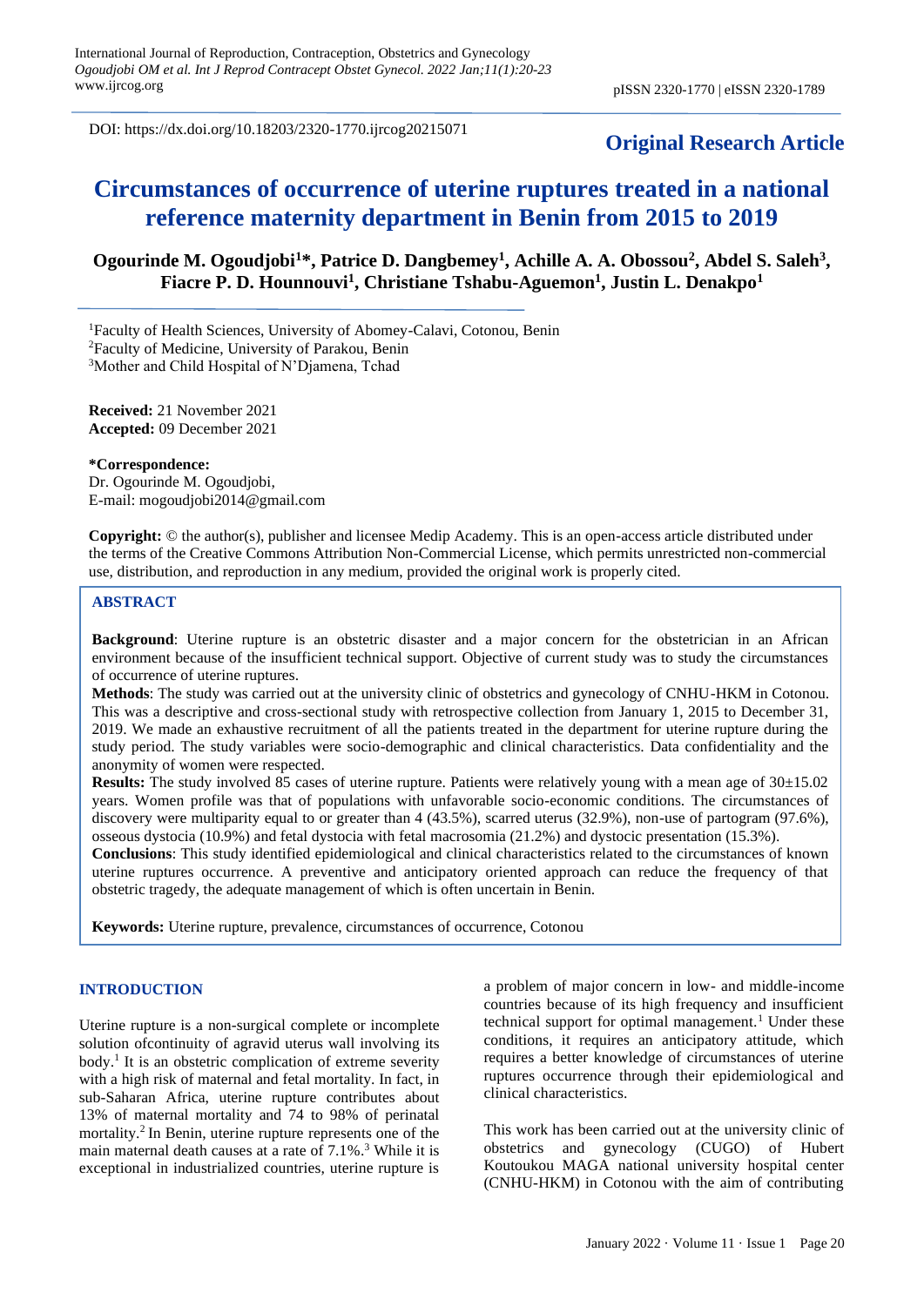DOI: https://dx.doi.org/10.18203/2320-1770.ijrcog20215071

**Original Research Article**

# Circumstances of occurrence of uterine ruptures treated in a national reference maternity department in Benin from 2015 to 2019

**Ogourinde M. Ogoudjobi[1]*, Patrice D. Dangbemey[1], Achille A. A. Obossou[2], Abdel S. Saleh[3], Fiacre P. D. Hounnouvi[1], Christiane Tshabu-Aguemon[1], Justin L. Denakpo[1]**

[1]Faculty of Health Sciences, University of Abomey-Calavi, Cotonou, Benin
[2]Faculty of Medicine, University of Parakou, Benin
[3]Mother and Child Hospital of N'Djamena, Tchad

**Received:** 21 November 2021
**Accepted:** 09 December 2021

**\*Correspondence:**
Dr. Ogourinde M. Ogoudjobi,
E-mail: mogoudjobi2014@gmail.com

**Copyright:** © the author(s), publisher and licensee Medip Academy. This is an open-access article distributed under the terms of the Creative Commons Attribution Non-Commercial License, which permits unrestricted non-commercial use, distribution, and reproduction in any medium, provided the original work is properly cited.

## ABSTRACT

**Background**: Uterine rupture is an obstetric disaster and a major concern for the obstetrician in an African environment because of the insufficient technical support. Objective of current study was to study the circumstances of occurrence of uterine ruptures.

**Methods**: The study was carried out at the university clinic of obstetrics and gynecology of CNHU-HKM in Cotonou. This was a descriptive and cross-sectional study with retrospective collection from January 1, 2015 to December 31, 2019. We made an exhaustive recruitment of all the patients treated in the department for uterine rupture during the study period. The study variables were socio-demographic and clinical characteristics. Data confidentiality and the anonymity of women were respected.

**Results:** The study involved 85 cases of uterine rupture. Patients were relatively young with a mean age of 30±15.02 years. Women profile was that of populations with unfavorable socio-economic conditions. The circumstances of discovery were multiparity equal to or greater than 4 (43.5%), scarred uterus (32.9%), non-use of partogram (97.6%), osseous dystocia (10.9%) and fetal dystocia with fetal macrosomia (21.2%) and dystocic presentation (15.3%).

**Conclusions**: This study identified epidemiological and clinical characteristics related to the circumstances of known uterine ruptures occurrence. A preventive and anticipatory oriented approach can reduce the frequency of that obstetric tragedy, the adequate management of which is often uncertain in Benin.

**Keywords:** Uterine rupture, prevalence, circumstances of occurrence, Cotonou

## INTRODUCTION

Uterine rupture is a non-surgical complete or incomplete solution ofcontinuity of agravid uterus wall involving its body.[1] It is an obstetric complication of extreme severity with a high risk of maternal and fetal mortality. In fact, in sub-Saharan Africa, uterine rupture contributes about 13% of maternal mortality and 74 to 98% of perinatal mortality.[2] In Benin, uterine rupture represents one of the main maternal death causes at a rate of 7.1%.[3] While it is exceptional in industrialized countries, uterine rupture is a problem of major concern in low- and middle-income countries because of its high frequency and insufficient technical support for optimal management.[1] Under these conditions, it requires an anticipatory attitude, which requires a better knowledge of circumstances of uterine ruptures occurrence through their epidemiological and clinical characteristics.

This work has been carried out at the university clinic of obstetrics and gynecology (CUGO) of Hubert Koutoukou MAGA national university hospital center (CNHU-HKM) in Cotonou with the aim of contributing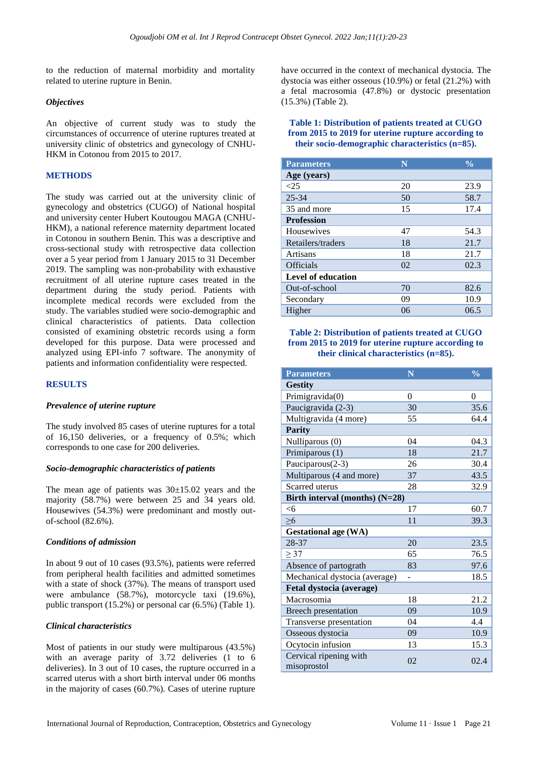to the reduction of maternal morbidity and mortality related to uterine rupture in Benin.

### *Objectives*

An objective of current study was to study the circumstances of occurrence of uterine ruptures treated at university clinic of obstetrics and gynecology of CNHU-HKM in Cotonou from 2015 to 2017.

## METHODS

The study was carried out at the university clinic of gynecology and obstetrics (CUGO) of National hospital and university center Hubert Koutougou MAGA (CNHU-HKM), a national reference maternity department located in Cotonou in southern Benin. This was a descriptive and cross-sectional study with retrospective data collection over a 5 year period from 1 January 2015 to 31 December 2019. The sampling was non-probability with exhaustive recruitment of all uterine rupture cases treated in the department during the study period. Patients with incomplete medical records were excluded from the study. The variables studied were socio-demographic and clinical characteristics of patients. Data collection consisted of examining obstetric records using a form developed for this purpose. Data were processed and analyzed using EPI-info 7 software. The anonymity of patients and information confidentiality were respected.

## RESULTS

### *Prevalence of uterine rupture*

The study involved 85 cases of uterine ruptures for a total of 16,150 deliveries, or a frequency of 0.5%; which corresponds to one case for 200 deliveries.

### *Socio-demographic characteristics of patients*

The mean age of patients was 30±15.02 years and the majority (58.7%) were between 25 and 34 years old. Housewives (54.3%) were predominant and mostly out-of-school (82.6%).

### *Conditions of admission*

In about 9 out of 10 cases (93.5%), patients were referred from peripheral health facilities and admitted sometimes with a state of shock (37%). The means of transport used were ambulance (58.7%), motorcycle taxi (19.6%), public transport (15.2%) or personal car (6.5%) (Table 1).

### *Clinical characteristics*

Most of patients in our study were multiparous (43.5%) with an average parity of 3.72 deliveries (1 to 6 deliveries). In 3 out of 10 cases, the rupture occurred in a scarred uterus with a short birth interval under 06 months in the majority of cases (60.7%). Cases of uterine rupture have occurred in the context of mechanical dystocia. The dystocia was either osseous (10.9%) or fetal (21.2%) with a fetal macrosomia (47.8%) or dystocic presentation (15.3%) (Table 2).

**Table 1: Distribution of patients treated at CUGO from 2015 to 2019 for uterine rupture according to their socio-demographic characteristics (n=85).**

| Parameters | N | % |
|---|---|---|
| **Age (years)** | | |
| <25 | 20 | 23.9 |
| 25-34 | 50 | 58.7 |
| 35 and more | 15 | 17.4 |
| **Profession** | | |
| Housewives | 47 | 54.3 |
| Retailers/traders | 18 | 21.7 |
| Artisans | 18 | 21.7 |
| Officials | 02 | 02.3 |
| **Level of education** | | |
| Out-of-school | 70 | 82.6 |
| Secondary | 09 | 10.9 |
| Higher | 06 | 06.5 |

**Table 2: Distribution of patients treated at CUGO from 2015 to 2019 for uterine rupture according to their clinical characteristics (n=85).**

| Parameters | N | % |
|---|---|---|
| **Gestity** | | |
| Primigravida(0) | 0 | 0 |
| Paucigravida (2-3) | 30 | 35.6 |
| Multigravida (4 more) | 55 | 64.4 |
| **Parity** | | |
| Nulliparous (0) | 04 | 04.3 |
| Primiparous (1) | 18 | 21.7 |
| Pauciparous(2-3) | 26 | 30.4 |
| Multiparous (4 and more) | 37 | 43.5 |
| Scarred uterus | 28 | 32.9 |
| **Birth interval (months) (N=28)** | | |
| <6 | 17 | 60.7 |
| ≥6 | 11 | 39.3 |
| **Gestational age (WA)** | | |
| 28-37 | 20 | 23.5 |
| ≥ 37 | 65 | 76.5 |
| Absence of partograth | 83 | 97.6 |
| Mechanical dystocia (average) | - | 18.5 |
| **Fetal dystocia (average)** | | |
| Macrosomia | 18 | 21.2 |
| Breech presentation | 09 | 10.9 |
| Transverse presentation | 04 | 4.4 |
| Osseous dystocia | 09 | 10.9 |
| Ocytocin infusion | 13 | 15.3 |
| Cervical ripening with misoprostol | 02 | 02.4 |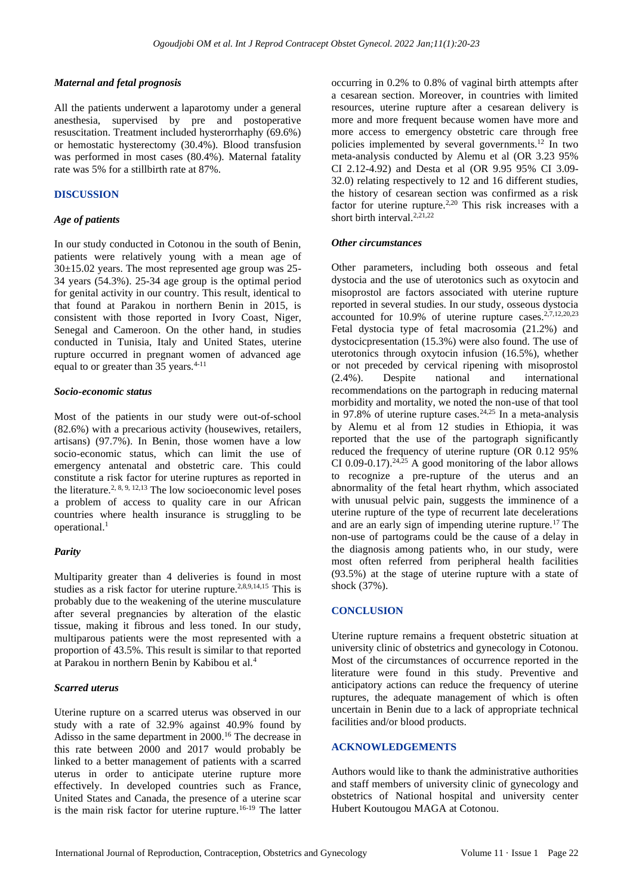### *Maternal and fetal prognosis*

All the patients underwent a laparotomy under a general anesthesia, supervised by pre and postoperative resuscitation. Treatment included hysterorrhaphy (69.6%) or hemostatic hysterectomy (30.4%). Blood transfusion was performed in most cases (80.4%). Maternal fatality rate was 5% for a stillbirth rate at 87%.

## DISCUSSION

### *Age of patients*

In our study conducted in Cotonou in the south of Benin, patients were relatively young with a mean age of 30±15.02 years. The most represented age group was 25-34 years (54.3%). 25-34 age group is the optimal period for genital activity in our country. This result, identical to that found at Parakou in northern Benin in 2015, is consistent with those reported in Ivory Coast, Niger, Senegal and Cameroon. On the other hand, in studies conducted in Tunisia, Italy and United States, uterine rupture occurred in pregnant women of advanced age equal to or greater than 35 years.[4-11]

### *Socio-economic status*

Most of the patients in our study were out-of-school (82.6%) with a precarious activity (housewives, retailers, artisans) (97.7%). In Benin, those women have a low socio-economic status, which can limit the use of emergency antenatal and obstetric care. This could constitute a risk factor for uterine ruptures as reported in the literature.[2, 8, 9, 12,13] The low socioeconomic level poses a problem of access to quality care in our African countries where health insurance is struggling to be operational.[1]

### *Parity*

Multiparity greater than 4 deliveries is found in most studies as a risk factor for uterine rupture.[2,8,9,14,15] This is probably due to the weakening of the uterine musculature after several pregnancies by alteration of the elastic tissue, making it fibrous and less toned. In our study, multiparous patients were the most represented with a proportion of 43.5%. This result is similar to that reported at Parakou in northern Benin by Kabibou et al.[4]

### *Scarred uterus*

Uterine rupture on a scarred uterus was observed in our study with a rate of 32.9% against 40.9% found by Adisso in the same department in 2000.[16] The decrease in this rate between 2000 and 2017 would probably be linked to a better management of patients with a scarred uterus in order to anticipate uterine rupture more effectively. In developed countries such as France, United States and Canada, the presence of a uterine scar is the main risk factor for uterine rupture.[16-19] The latter occurring in 0.2% to 0.8% of vaginal birth attempts after a cesarean section. Moreover, in countries with limited resources, uterine rupture after a cesarean delivery is more and more frequent because women have more and more access to emergency obstetric care through free policies implemented by several governments.[12] In two meta-analysis conducted by Alemu et al (OR 3.23 95% CI 2.12-4.92) and Desta et al (OR 9.95 95% CI 3.09-32.0) relating respectively to 12 and 16 different studies, the history of cesarean section was confirmed as a risk factor for uterine rupture.[2,20] This risk increases with a short birth interval.[2,21,22]

### *Other circumstances*

Other parameters, including both osseous and fetal dystocia and the use of uterotonics such as oxytocin and misoprostol are factors associated with uterine rupture reported in several studies. In our study, osseous dystocia accounted for 10.9% of uterine rupture cases.[2,7,12,20,23] Fetal dystocia type of fetal macrosomia (21.2%) and dystocicpresentation (15.3%) were also found. The use of uterotonics through oxytocin infusion (16.5%), whether or not preceded by cervical ripening with misoprostol (2.4%). Despite national and international recommendations on the partograph in reducing maternal morbidity and mortality, we noted the non-use of that tool in 97.8% of uterine rupture cases.[24,25] In a meta-analysis by Alemu et al from 12 studies in Ethiopia, it was reported that the use of the partograph significantly reduced the frequency of uterine rupture (OR 0.12 95% CI 0.09-0.17).[24,25] A good monitoring of the labor allows to recognize a pre-rupture of the uterus and an abnormality of the fetal heart rhythm, which associated with unusual pelvic pain, suggests the imminence of a uterine rupture of the type of recurrent late decelerations and are an early sign of impending uterine rupture.[17] The non-use of partograms could be the cause of a delay in the diagnosis among patients who, in our study, were most often referred from peripheral health facilities (93.5%) at the stage of uterine rupture with a state of shock (37%).

## CONCLUSION

Uterine rupture remains a frequent obstetric situation at university clinic of obstetrics and gynecology in Cotonou. Most of the circumstances of occurrence reported in the literature were found in this study. Preventive and anticipatory actions can reduce the frequency of uterine ruptures, the adequate management of which is often uncertain in Benin due to a lack of appropriate technical facilities and/or blood products.

## ACKNOWLEDGEMENTS

Authors would like to thank the administrative authorities and staff members of university clinic of gynecology and obstetrics of National hospital and university center Hubert Koutougou MAGA at Cotonou.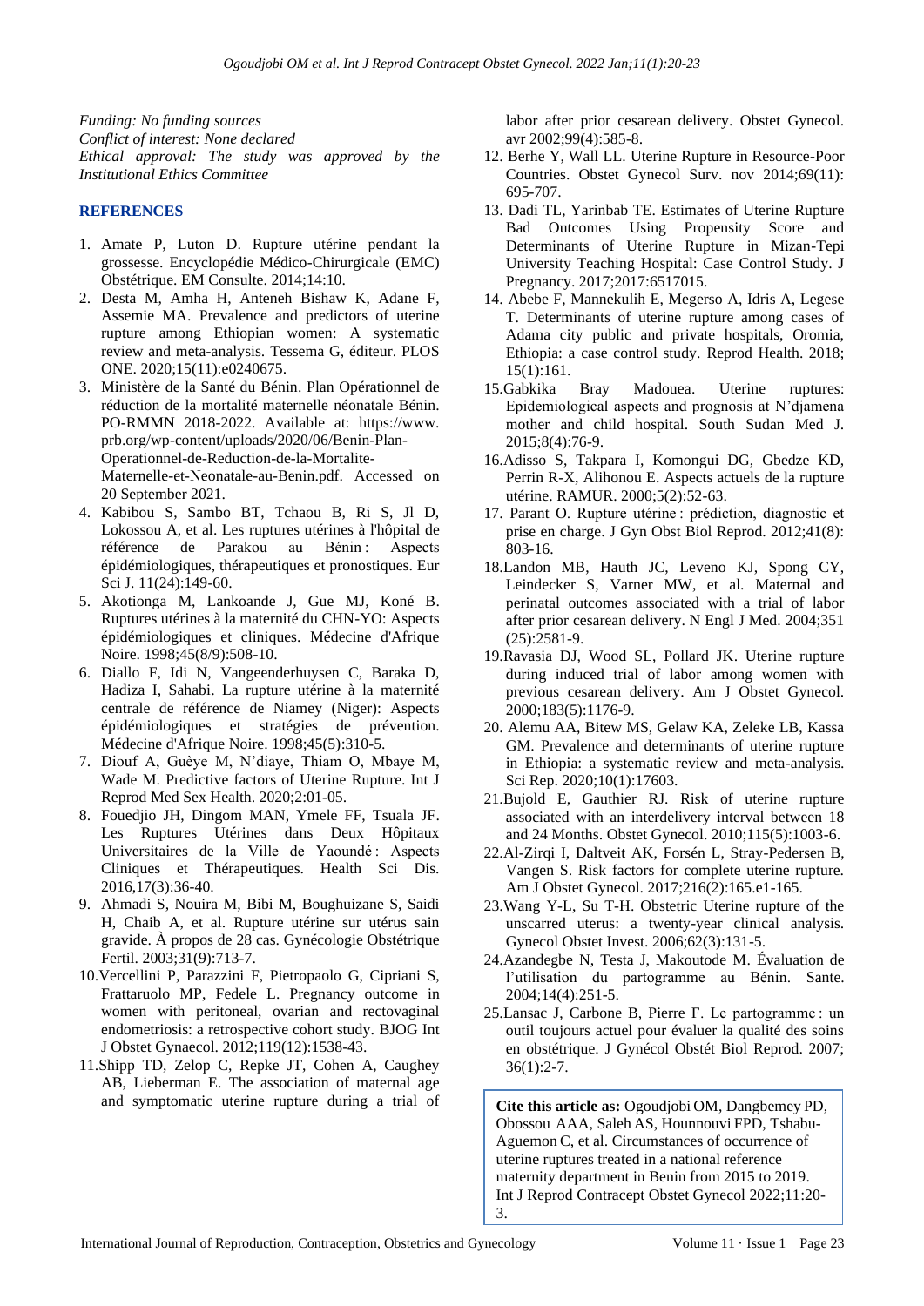*Funding: No funding sources*
*Conflict of interest: None declared*
*Ethical approval: The study was approved by the Institutional Ethics Committee*

## REFERENCES

1. Amate P, Luton D. Rupture utérine pendant la grossesse. Encyclopédie Médico-Chirurgicale (EMC) Obstétrique. EM Consulte. 2014;14:10.
2. Desta M, Amha H, Anteneh Bishaw K, Adane F, Assemie MA. Prevalence and predictors of uterine rupture among Ethiopian women: A systematic review and meta-analysis. Tessema G, éditeur. PLOS ONE. 2020;15(11):e0240675.
3. Ministère de la Santé du Bénin. Plan Opérationnel de réduction de la mortalité maternelle néonatale Bénin. PO-RMMN 2018-2022. Available at: https://www.prb.org/wp-content/uploads/2020/06/Benin-Plan-Operationnel-de-Reduction-de-la-Mortalite-Maternelle-et-Neonatale-au-Benin.pdf. Accessed on 20 September 2021.
4. Kabibou S, Sambo BT, Tchaou B, Ri S, Jl D, Lokossou A, et al. Les ruptures utérines à l'hôpital de référence de Parakou au Bénin : Aspects épidémiologiques, thérapeutiques et pronostiques. Eur Sci J. 11(24):149-60.
5. Akotionga M, Lankoande J, Gue MJ, Koné B. Ruptures utérines à la maternité du CHN-YO: Aspects épidémiologiques et cliniques. Médecine d'Afrique Noire. 1998;45(8/9):508-10.
6. Diallo F, Idi N, Vangeenderhuysen C, Baraka D, Hadiza I, Sahabi. La rupture utérine à la maternité centrale de référence de Niamey (Niger): Aspects épidémiologiques et stratégies de prévention. Médecine d'Afrique Noire. 1998;45(5):310-5.
7. Diouf A, Guèye M, N'diaye, Thiam O, Mbaye M, Wade M. Predictive factors of Uterine Rupture. Int J Reprod Med Sex Health. 2020;2:01-05.
8. Fouedjio JH, Dingom MAN, Ymele FF, Tsuala JF. Les Ruptures Utérines dans Deux Hôpitaux Universitaires de la Ville de Yaoundé : Aspects Cliniques et Thérapeutiques. Health Sci Dis. 2016,17(3):36-40.
9. Ahmadi S, Nouira M, Bibi M, Boughuizane S, Saidi H, Chaib A, et al. Rupture utérine sur utérus sain gravide. À propos de 28 cas. Gynécologie Obstétrique Fertil. 2003;31(9):713-7.
10. Vercellini P, Parazzini F, Pietropaolo G, Cipriani S, Frattaruolo MP, Fedele L. Pregnancy outcome in women with peritoneal, ovarian and rectovaginal endometriosis: a retrospective cohort study. BJOG Int J Obstet Gynaecol. 2012;119(12):1538-43.
11. Shipp TD, Zelop C, Repke JT, Cohen A, Caughey AB, Lieberman E. The association of maternal age and symptomatic uterine rupture during a trial of labor after prior cesarean delivery. Obstet Gynecol. avr 2002;99(4):585-8.
12. Berhe Y, Wall LL. Uterine Rupture in Resource-Poor Countries. Obstet Gynecol Surv. nov 2014;69(11): 695-707.
13. Dadi TL, Yarinbab TE. Estimates of Uterine Rupture Bad Outcomes Using Propensity Score and Determinants of Uterine Rupture in Mizan-Tepi University Teaching Hospital: Case Control Study. J Pregnancy. 2017;2017:6517015.
14. Abebe F, Mannekulih E, Megerso A, Idris A, Legese T. Determinants of uterine rupture among cases of Adama city public and private hospitals, Oromia, Ethiopia: a case control study. Reprod Health. 2018; 15(1):161.
15. Gabkika Bray Madouea. Uterine ruptures: Epidemiological aspects and prognosis at N'djamena mother and child hospital. South Sudan Med J. 2015;8(4):76-9.
16. Adisso S, Takpara I, Komongui DG, Gbedze KD, Perrin R-X, Alihonou E. Aspects actuels de la rupture utérine. RAMUR. 2000;5(2):52-63.
17. Parant O. Rupture utérine : prédiction, diagnostic et prise en charge. J Gyn Obst Biol Reprod. 2012;41(8): 803-16.
18. Landon MB, Hauth JC, Leveno KJ, Spong CY, Leindecker S, Varner MW, et al. Maternal and perinatal outcomes associated with a trial of labor after prior cesarean delivery. N Engl J Med. 2004;351 (25):2581-9.
19. Ravasia DJ, Wood SL, Pollard JK. Uterine rupture during induced trial of labor among women with previous cesarean delivery. Am J Obstet Gynecol. 2000;183(5):1176-9.
20. Alemu AA, Bitew MS, Gelaw KA, Zeleke LB, Kassa GM. Prevalence and determinants of uterine rupture in Ethiopia: a systematic review and meta-analysis. Sci Rep. 2020;10(1):17603.
21. Bujold E, Gauthier RJ. Risk of uterine rupture associated with an interdelivery interval between 18 and 24 Months. Obstet Gynecol. 2010;115(5):1003-6.
22. Al-Zirqi I, Daltveit AK, Forsén L, Stray-Pedersen B, Vangen S. Risk factors for complete uterine rupture. Am J Obstet Gynecol. 2017;216(2):165.e1-165.
23. Wang Y-L, Su T-H. Obstetric Uterine rupture of the unscarred uterus: a twenty-year clinical analysis. Gynecol Obstet Invest. 2006;62(3):131-5.
24. Azandegbe N, Testa J, Makoutode M. Évaluation de l'utilisation du partogramme au Bénin. Sante. 2004;14(4):251-5.
25. Lansac J, Carbone B, Pierre F. Le partogramme : un outil toujours actuel pour évaluer la qualité des soins en obstétrique. J Gynécol Obstét Biol Reprod. 2007; 36(1):2-7.

**Cite this article as:** Ogoudjobi OM, Dangbemey PD, Obossou AAA, Saleh AS, Hounnouvi FPD, Tshabu-Aguemon C, et al. Circumstances of occurrence of uterine ruptures treated in a national reference maternity department in Benin from 2015 to 2019. Int J Reprod Contracept Obstet Gynecol 2022;11:20-3.